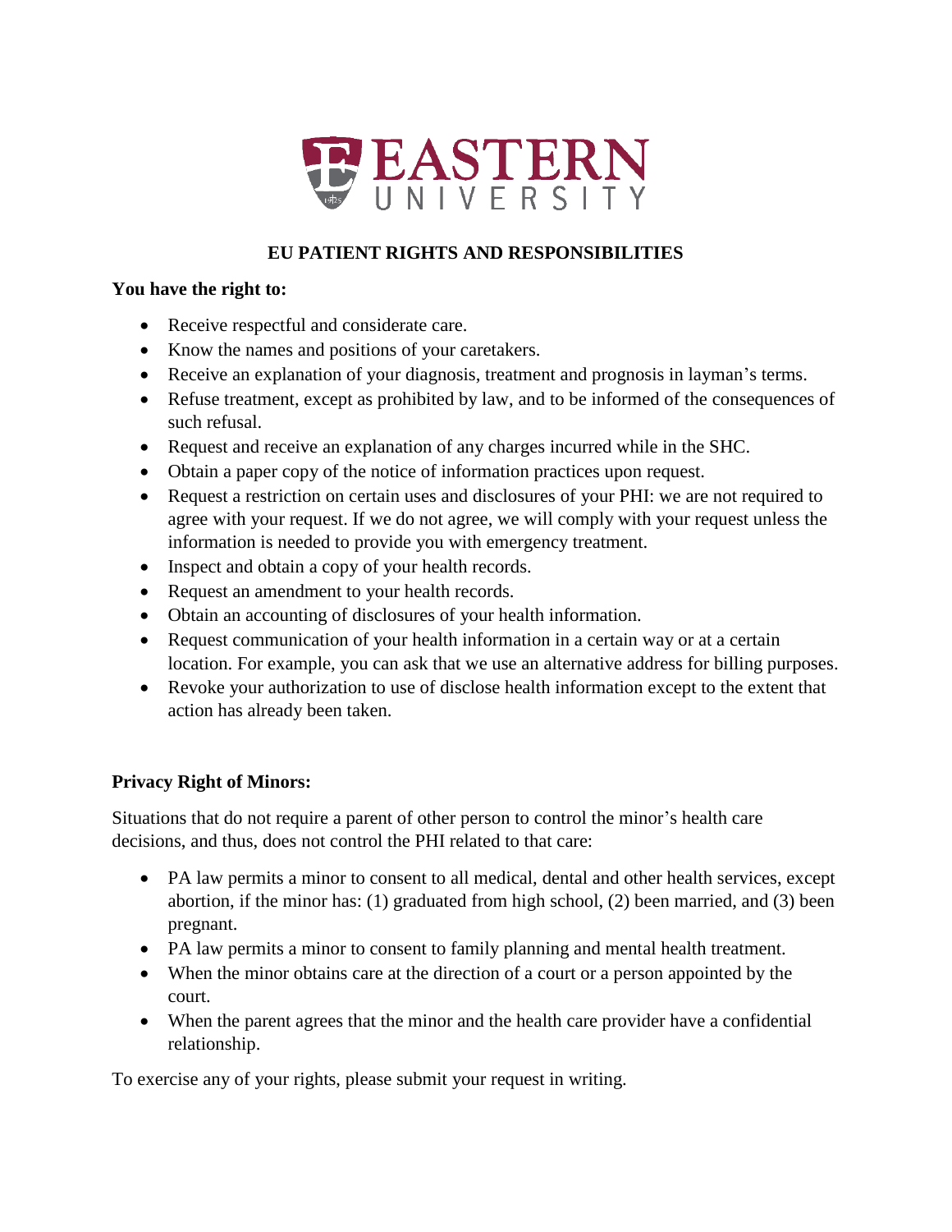# EASTERN UNIVERSITY

## EU PATIENT RIGHTS AND RESPONSIBILITIES

**You have the right to:**

- Receive respectful and considerate care.
- Know the names and positions of your caretakers.
- Receive an explanation of your diagnosis, treatment and prognosis in layman's terms.
- Refuse treatment, except as prohibited by law, and to be informed of the consequences of such refusal.
- Request and receive an explanation of any charges incurred while in the SHC.
- Obtain a paper copy of the notice of information practices upon request.
- Request a restriction on certain uses and disclosures of your PHI: we are not required to agree with your request. If we do not agree, we will comply with your request unless the information is needed to provide you with emergency treatment.
- Inspect and obtain a copy of your health records.
- Request an amendment to your health records.
- Obtain an accounting of disclosures of your health information.
- Request communication of your health information in a certain way or at a certain location. For example, you can ask that we use an alternative address for billing purposes.
- Revoke your authorization to use of disclose health information except to the extent that action has already been taken.

**Privacy Right of Minors:**

Situations that do not require a parent of other person to control the minor's health care decisions, and thus, does not control the PHI related to that care:

- PA law permits a minor to consent to all medical, dental and other health services, except abortion, if the minor has: (1) graduated from high school, (2) been married, and (3) been pregnant.
- PA law permits a minor to consent to family planning and mental health treatment.
- When the minor obtains care at the direction of a court or a person appointed by the court.
- When the parent agrees that the minor and the health care provider have a confidential relationship.

To exercise any of your rights, please submit your request in writing.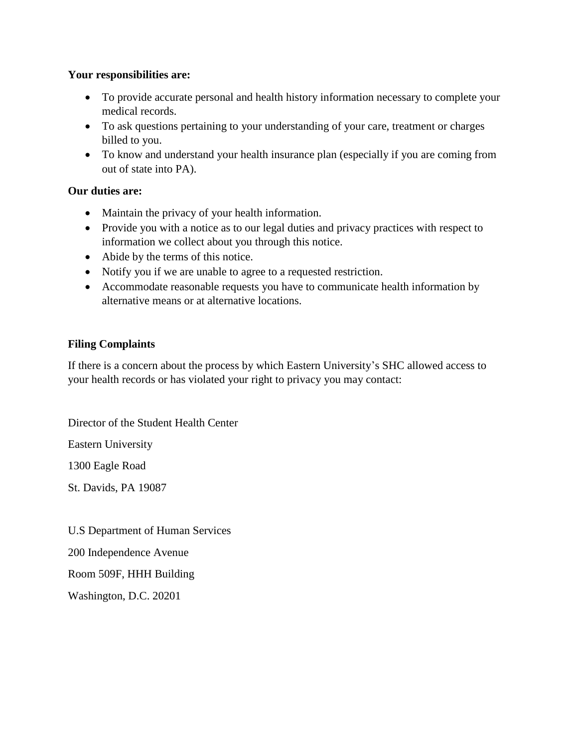**Your responsibilities are:**

- To provide accurate personal and health history information necessary to complete your medical records.
- To ask questions pertaining to your understanding of your care, treatment or charges billed to you.
- To know and understand your health insurance plan (especially if you are coming from out of state into PA).

**Our duties are:**

- Maintain the privacy of your health information.
- Provide you with a notice as to our legal duties and privacy practices with respect to information we collect about you through this notice.
- Abide by the terms of this notice.
- Notify you if we are unable to agree to a requested restriction.
- Accommodate reasonable requests you have to communicate health information by alternative means or at alternative locations.

**Filing Complaints**

If there is a concern about the process by which Eastern University's SHC allowed access to your health records or has violated your right to privacy you may contact:

Director of the Student Health Center

Eastern University

1300 Eagle Road

St. Davids, PA 19087

U.S Department of Human Services

200 Independence Avenue

Room 509F, HHH Building

Washington, D.C. 20201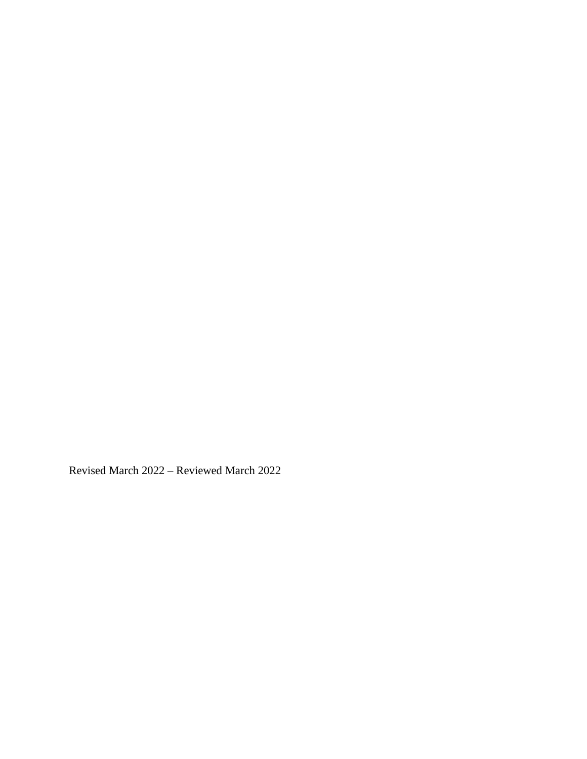Revised March 2022 – Reviewed March 2022